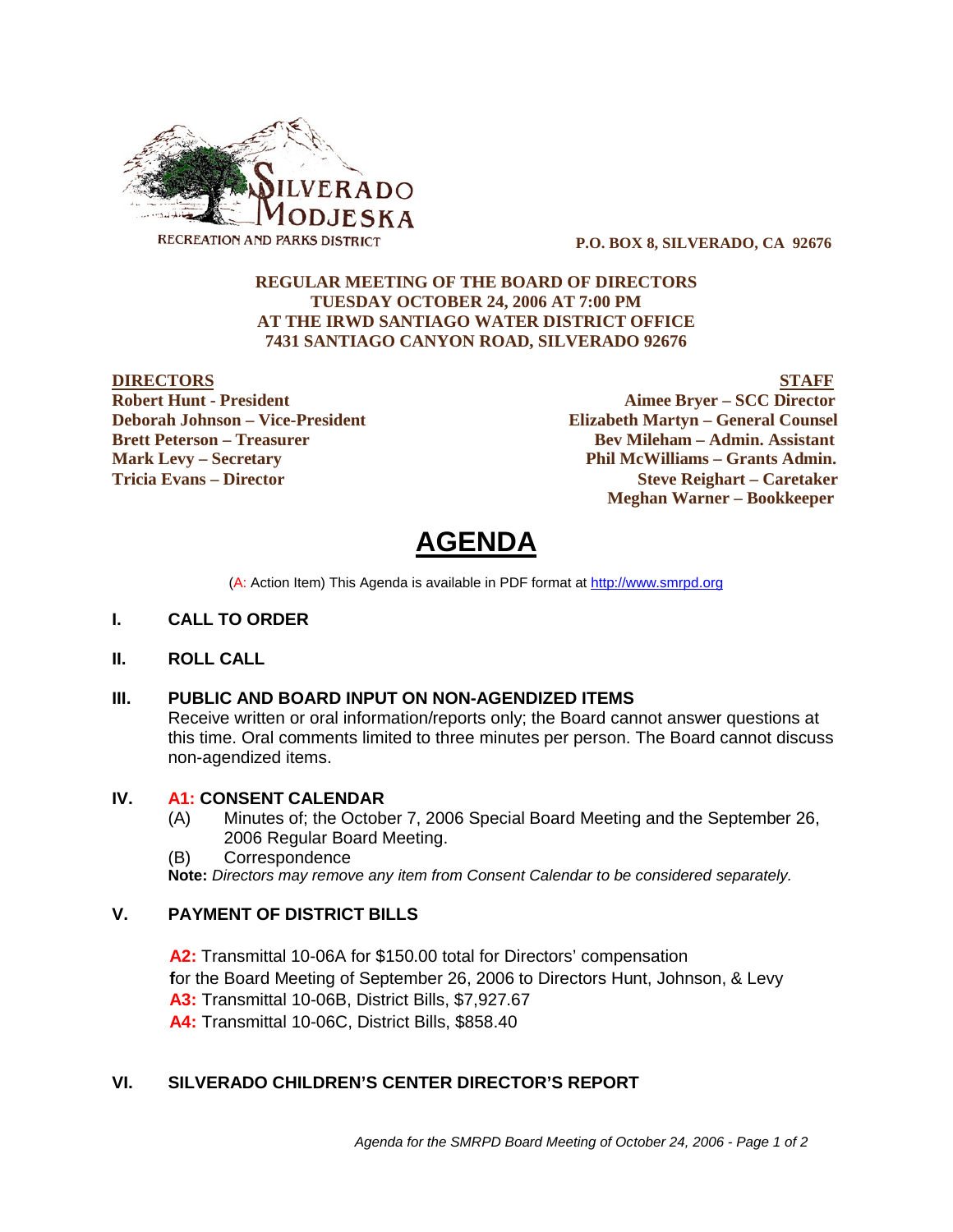SILVERADO MODJESKA
RECREATION AND PARKS DISTRICT

**P.O. BOX 8, SILVERADO, CA 92676**

**REGULAR MEETING OF THE BOARD OF DIRECTORS**
**TUESDAY OCTOBER 24, 2006 AT 7:00 PM**
**AT THE IRWD SANTIAGO WATER DISTRICT OFFICE**
**7431 SANTIAGO CANYON ROAD, SILVERADO 92676**

| **DIRECTORS** | **STAFF** |
|---|---|
| **Robert Hunt - President** | **Aimee Bryer – SCC Director** |
| **Deborah Johnson – Vice-President** | **Elizabeth Martyn – General Counsel** |
| **Brett Peterson – Treasurer** | **Bev Mileham – Admin. Assistant** |
| **Mark Levy – Secretary** | **Phil McWilliams – Grants Admin.** |
| **Tricia Evans – Director** | **Steve Reighart – Caretaker** |
| | **Meghan Warner – Bookkeeper** |

# AGENDA

(A: Action Item) This Agenda is available in PDF format at http://www.smrpd.org

## I. CALL TO ORDER

## II. ROLL CALL

## III. PUBLIC AND BOARD INPUT ON NON-AGENDIZED ITEMS

Receive written or oral information/reports only; the Board cannot answer questions at this time. Oral comments limited to three minutes per person. The Board cannot discuss non-agendized items.

## IV. A1: CONSENT CALENDAR

(A) Minutes of; the October 7, 2006 Special Board Meeting and the September 26, 2006 Regular Board Meeting.

(B) Correspondence

**Note:** *Directors may remove any item from Consent Calendar to be considered separately.*

## V. PAYMENT OF DISTRICT BILLS

**A2:** Transmittal 10-06A for $150.00 total for Directors' compensation **f**or the Board Meeting of September 26, 2006 to Directors Hunt, Johnson, & Levy

**A3:** Transmittal 10-06B, District Bills, $7,927.67

**A4:** Transmittal 10-06C, District Bills, $858.40

## VI. SILVERADO CHILDREN'S CENTER DIRECTOR'S REPORT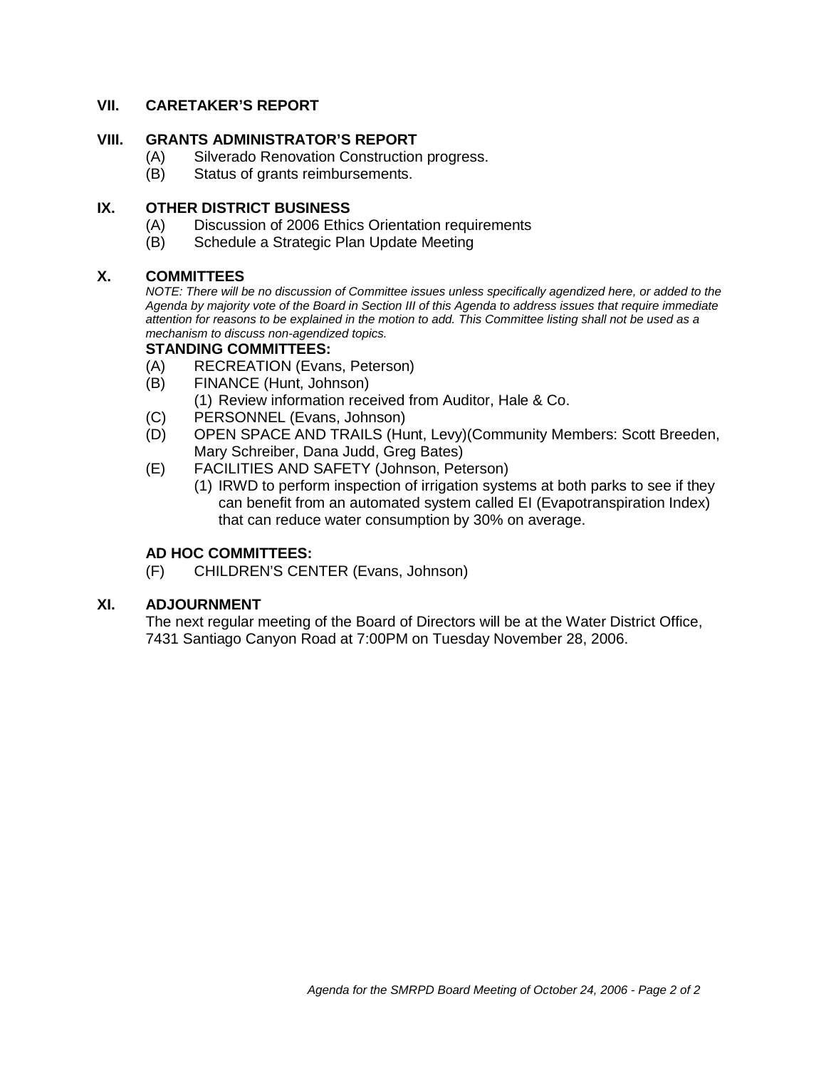## VII. CARETAKER'S REPORT

## VIII. GRANTS ADMINISTRATOR'S REPORT

(A) Silverado Renovation Construction progress.
(B) Status of grants reimbursements.

## IX. OTHER DISTRICT BUSINESS

(A) Discussion of 2006 Ethics Orientation requirements
(B) Schedule a Strategic Plan Update Meeting

## X. COMMITTEES

*NOTE: There will be no discussion of Committee issues unless specifically agendized here, or added to the Agenda by majority vote of the Board in Section III of this Agenda to address issues that require immediate attention for reasons to be explained in the motion to add. This Committee listing shall not be used as a mechanism to discuss non-agendized topics.*

**STANDING COMMITTEES:**

(A) RECREATION (Evans, Peterson)
(B) FINANCE (Hunt, Johnson)
  (1) Review information received from Auditor, Hale & Co.
(C) PERSONNEL (Evans, Johnson)
(D) OPEN SPACE AND TRAILS (Hunt, Levy)(Community Members: Scott Breeden, Mary Schreiber, Dana Judd, Greg Bates)
(E) FACILITIES AND SAFETY (Johnson, Peterson)
  (1) IRWD to perform inspection of irrigation systems at both parks to see if they can benefit from an automated system called EI (Evapotranspiration Index) that can reduce water consumption by 30% on average.

**AD HOC COMMITTEES:**

(F) CHILDREN'S CENTER (Evans, Johnson)

## XI. ADJOURNMENT

The next regular meeting of the Board of Directors will be at the Water District Office, 7431 Santiago Canyon Road at 7:00PM on Tuesday November 28, 2006.